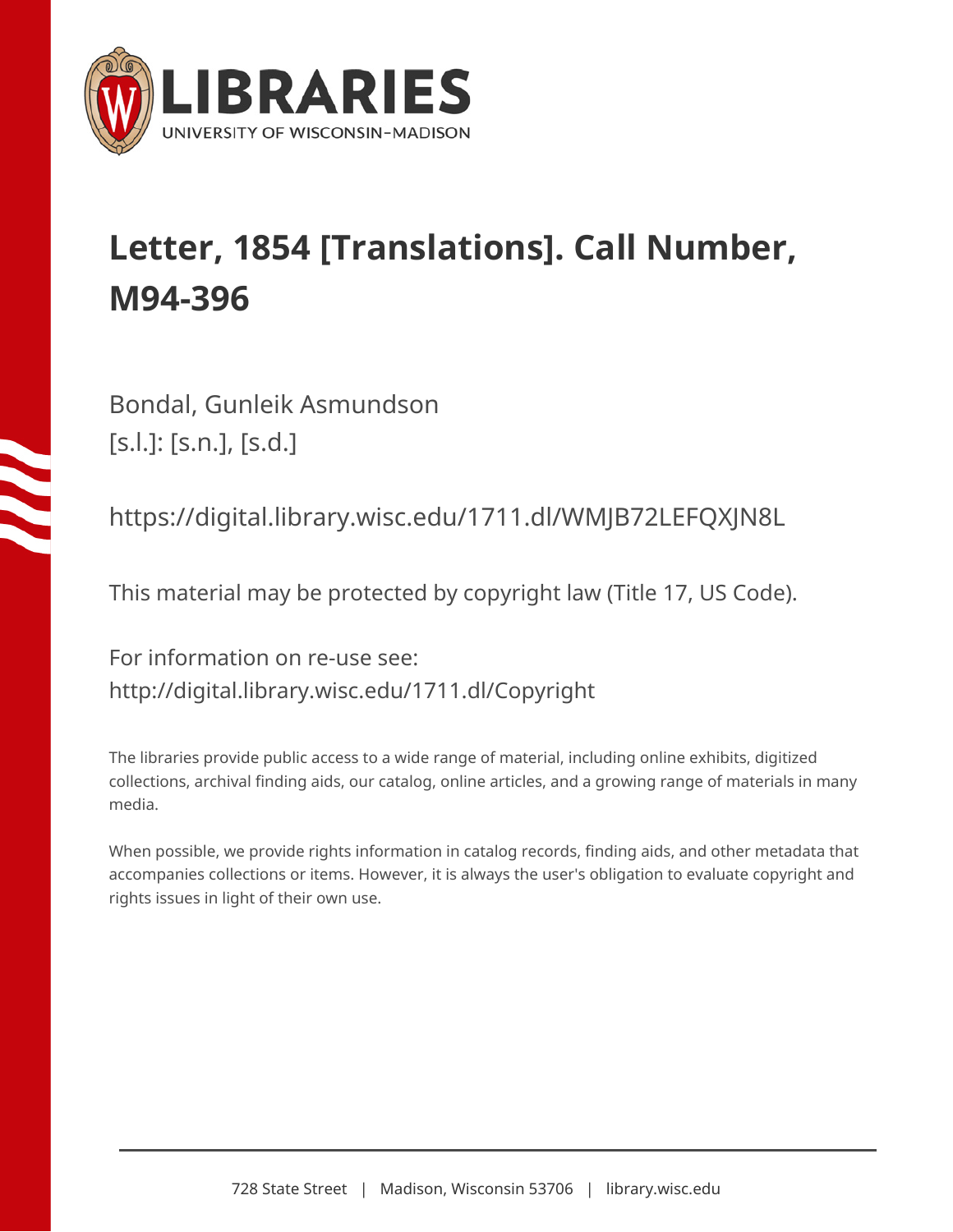# Letter, 1854 [Translations]. Call Number, M94-396

Bondal, Gunleik Asmundson
[s.l.]: [s.n.], [s.d.]

https://digital.library.wisc.edu/1711.dl/WMJB72LEFQXJN8L

This material may be protected by copyright law (Title 17, US Code).

For information on re-use see:
http://digital.library.wisc.edu/1711.dl/Copyright

The libraries provide public access to a wide range of material, including online exhibits, digitized collections, archival finding aids, our catalog, online articles, and a growing range of materials in many media.

When possible, we provide rights information in catalog records, finding aids, and other metadata that accompanies collections or items. However, it is always the user's obligation to evaluate copyright and rights issues in light of their own use.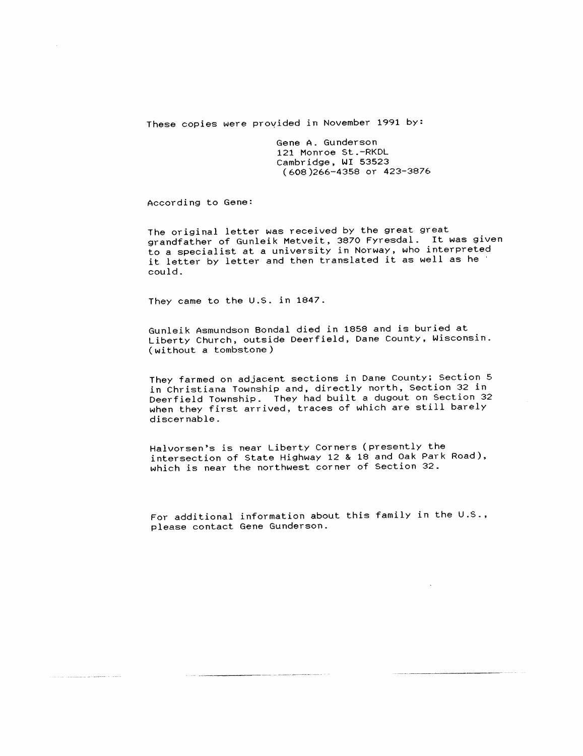These copies were provided in November 1991 by:

Gene A. Gunderson
121 Monroe St.-RKDL
Cambridge, WI 53523
(608)266-4358 or 423-3876

According to Gene:

The original letter was received by the great great grandfather of Gunleik Metveit, 3870 Fyresdal. It was given to a specialist at a university in Norway, who interpreted it letter by letter and then translated it as well as he could.

They came to the U.S. in 1847.

Gunleik Asmundson Bondal died in 1858 and is buried at Liberty Church, outside Deerfield, Dane County, Wisconsin. (without a tombstone)

They farmed on adjacent sections in Dane County; Section 5 in Christiana Township and, directly north, Section 32 in Deerfield Township. They had built a dugout on Section 32 when they first arrived, traces of which are still barely discernable.

Halvorsen's is near Liberty Corners (presently the intersection of State Highway 12 & 18 and Oak Park Road), which is near the northwest corner of Section 32.

For additional information about this family in the U.S., please contact Gene Gunderson.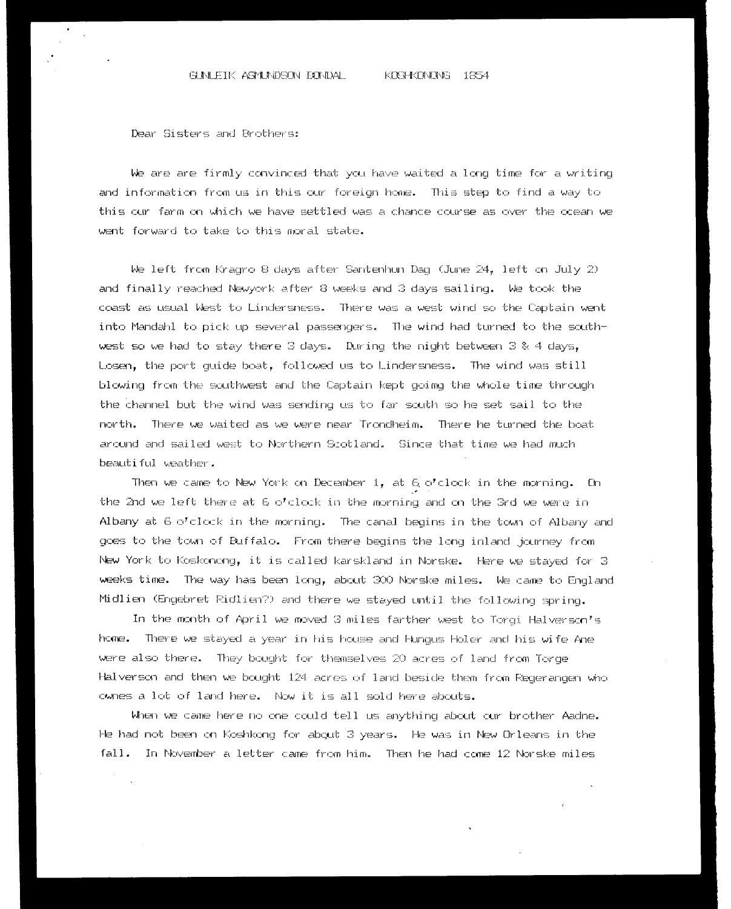GUNLEIK ASMUNDSON BONDAL KOSHKONONG 1854

Dear Sisters and Brothers:

We are are firmly convinced that you have waited a long time for a writing and information from us in this our foreign home. This step to find a way to this our farm on which we have settled was a chance course as over the ocean we went forward to take to this moral state.

We left from Kragro 8 days after Santenhun Dag (June 24, left on July 2) and finally reached Newyork after 8 weeks and 3 days sailing. We took the coast as usual West to Lindersness. There was a west wind so the Captain went into Mandahl to pick up several passengers. The wind had turned to the south-west so we had to stay there 3 days. During the night between 3 & 4 days, Losen, the port guide boat, followed us to Lindersness. The wind was still blowing from the southwest and the Captain kept goimg the whole time through the channel but the wind was sending us to far south so he set sail to the north. There we waited as we were near Trondheim. There he turned the boat around and sailed west to Northern Scotland. Since that time we had much beautiful weather.

Then we came to New York on December 1, at 6 o'clock in the morning. On the 2nd we left there at 6 o'clock in the morning and on the 3rd we were in Albany at 6 o'clock in the morning. The canal begins in the town of Albany and goes to the town of Buffalo. From there begins the long inland journey from New York to Koskonong, it is called karskland in Norske. Here we stayed for 3 weeks time. The way has been long, about 300 Norske miles. We came to England Midlien (Engebret Ridlien?) and there we stayed until the following spring.

In the month of April we moved 3 miles farther west to Torgi Halverson's home. There we stayed a year in his house and Hungus Holer and his wife Ane were also there. They bought for themselves 20 acres of land from Torge Halverson and then we bought 124 acres of land beside them from Regerangen who ownes a lot of land here. Now it is all sold here abouts.

When we came here no one could tell us anything about our brother Aadne. He had not been on Koshkong for about 3 years. He was in New Orleans in the fall. In November a letter came from him. Then he had come 12 Norske miles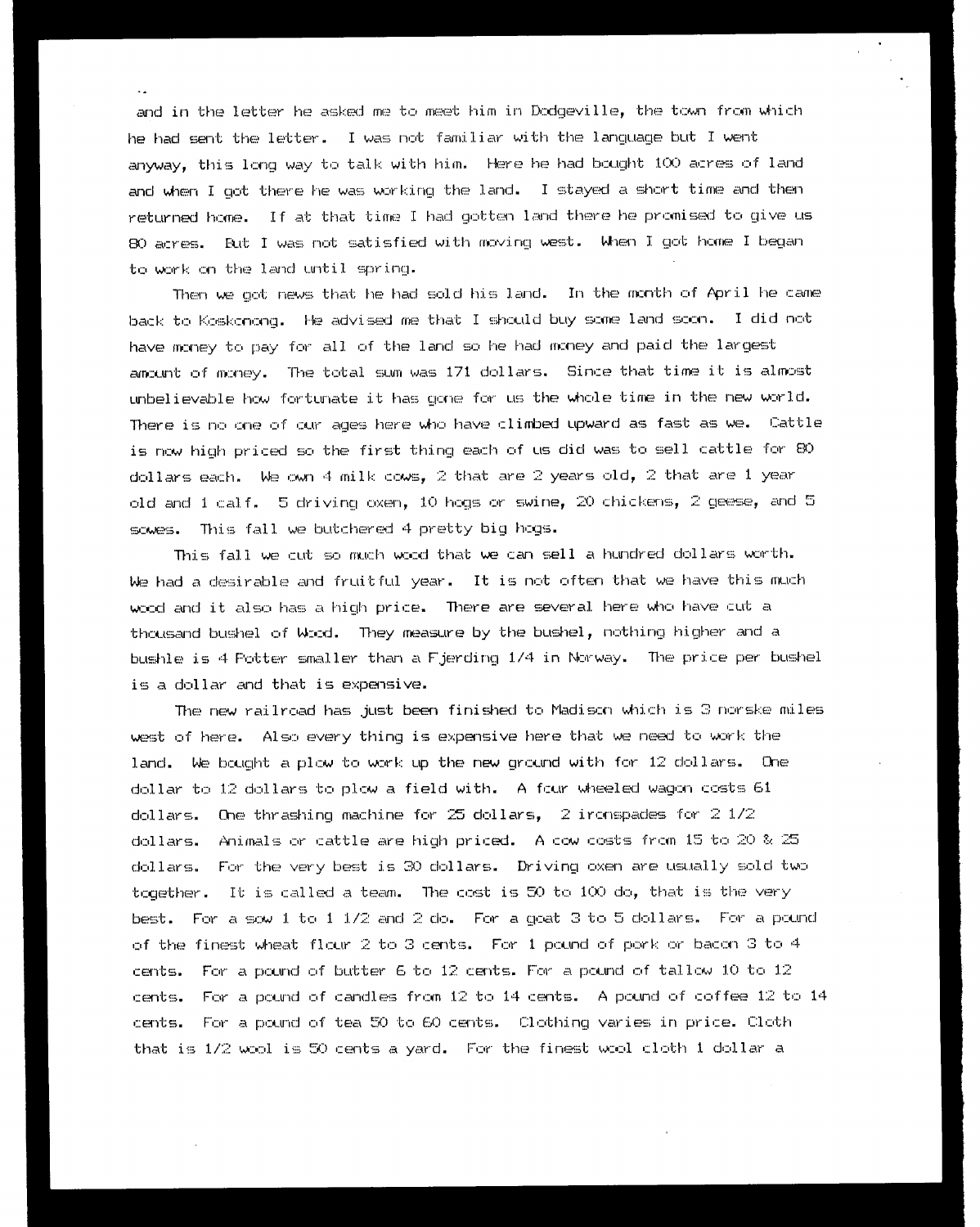and in the letter he asked me to meet him in Dodgeville, the town from which he had sent the letter. I was not familiar with the language but I went anyway, this long way to talk with him. Here he had bought 100 acres of land and when I got there he was working the land. I stayed a short time and then returned home. If at that time I had gotten land there he promised to give us 80 acres. But I was not satisfied with moving west. When I got home I began to work on the land until spring.

Then we got news that he had sold his land. In the month of April he came back to Koskonong. He advised me that I should buy some land soon. I did not have money to pay for all of the land so he had money and paid the largest amount of money. The total sum was 171 dollars. Since that time it is almost unbelievable how fortunate it has gone for us the whole time in the new world. There is no one of our ages here who have climbed upward as fast as we. Cattle is now high priced so the first thing each of us did was to sell cattle for 80 dollars each. We own 4 milk cows, 2 that are 2 years old, 2 that are 1 year old and 1 calf. 5 driving oxen, 10 hogs or swine, 20 chickens, 2 geese, and 5 sowes. This fall we butchered 4 pretty big hogs.

This fall we cut so much wood that we can sell a hundred dollars worth. We had a desirable and fruitful year. It is not often that we have this much wood and it also has a high price. There are several here who have cut a thousand bushel of Wood. They measure by the bushel, nothing higher and a bushle is 4 Potter smaller than a Fjerding 1/4 in Norway. The price per bushel is a dollar and that is expensive.

The new railroad has just been finished to Madison which is 3 norske miles west of here. Also every thing is expensive here that we need to work the land. We bought a plow to work up the new ground with for 12 dollars. One dollar to 12 dollars to plow a field with. A four wheeled wagon costs 61 dollars. One thrashing machine for 25 dollars, 2 ironspades for 2 1/2 dollars. Animals or cattle are high priced. A cow costs from 15 to 20 & 25 dollars. For the very best is 30 dollars. Driving oxen are usually sold two together. It is called a team. The cost is 50 to 100 do, that is the very best. For a sow 1 to 1 1/2 and 2 do. For a goat 3 to 5 dollars. For a pound of the finest wheat flour 2 to 3 cents. For 1 pound of pork or bacon 3 to 4 cents. For a pound of butter 6 to 12 cents. For a pound of tallow 10 to 12 cents. For a pound of candles from 12 to 14 cents. A pound of coffee 12 to 14 cents. For a pound of tea 50 to 60 cents. Clothing varies in price. Cloth that is 1/2 wool is 50 cents a yard. For the finest wool cloth 1 dollar a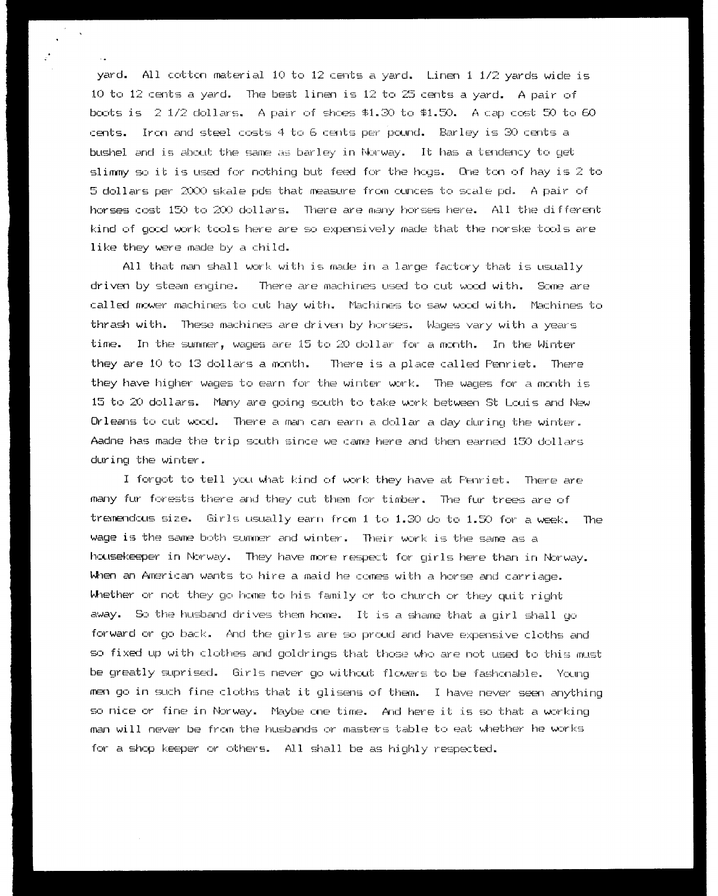yard. All cotton material 10 to 12 cents a yard. Linen 1 1/2 yards wide is 10 to 12 cents a yard. The best linen is 12 to 25 cents a yard. A pair of boots is 2 1/2 dollars. A pair of shoes $1.30 to $1.50. A cap cost 50 to 60 cents. Iron and steel costs 4 to 6 cents per pound. Barley is 30 cents a bushel and is about the same as barley in Norway. It has a tendency to get slimmy so it is used for nothing but feed for the hogs. One ton of hay is 2 to 5 dollars per 2000 skale pds that measure from ounces to scale pd. A pair of horses cost 150 to 200 dollars. There are many horses here. All the different kind of good work tools here are so expensively made that the norske tools are like they were made by a child.

All that man shall work with is made in a large factory that is usually driven by steam engine. There are machines used to cut wood with. Some are called mower machines to cut hay with. Machines to saw wood with. Machines to thrash with. These machines are driven by horses. Wages vary with a years time. In the summer, wages are 15 to 20 dollar for a month. In the Winter they are 10 to 13 dollars a month. There is a place called Penriet. There they have higher wages to earn for the winter work. The wages for a month is 15 to 20 dollars. Many are going south to take work between St Louis and New Orleans to cut wood. There a man can earn a dollar a day during the winter. Aadne has made the trip south since we came here and then earned 150 dollars during the winter.

I forgot to tell you what kind of work they have at Penriet. There are many fur forests there and they cut them for timber. The fur trees are of tremendous size. Girls usually earn from 1 to 1.30 do to 1.50 for a week. The wage is the same both summer and winter. Their work is the same as a housekeeper in Norway. They have more respect for girls here than in Norway. When an American wants to hire a maid he comes with a horse and carriage. Whether or not they go home to his family or to church or they quit right away. So the husband drives them home. It is a shame that a girl shall go forward or go back. And the girls are so proud and have expensive cloths and so fixed up with clothes and goldrings that those who are not used to this must be greatly suprised. Girls never go without flowers to be fashonable. Young men go in such fine cloths that it glisens of them. I have never seen anything so nice or fine in Norway. Maybe one time. And here it is so that a working man will never be from the husbands or masters table to eat whether he works for a shop keeper or others. All shall be as highly respected.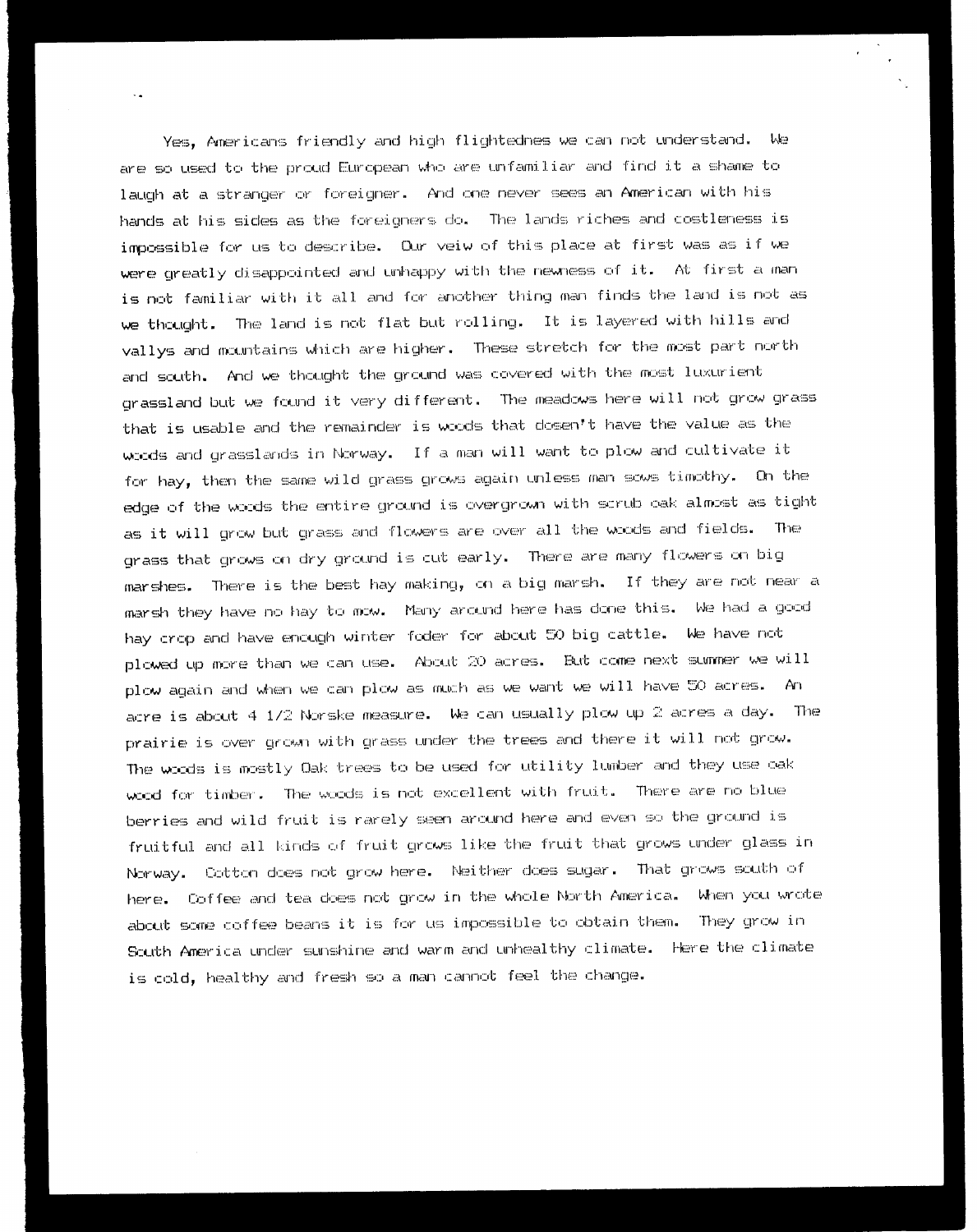Yes, Americans friendly and high flightednes we can not understand. We are so used to the proud European who are unfamiliar and find it a shame to laugh at a stranger or foreigner. And one never sees an American with his hands at his sides as the foreigners do. The lands riches and costleness is impossible for us to describe. Our veiw of this place at first was as if we were greatly disappointed and unhappy with the newness of it. At first a man is not familiar with it all and for another thing man finds the land is not as we thought. The land is not flat but rolling. It is layered with hills and vallys and mountains which are higher. These stretch for the most part north and south. And we thought the ground was covered with the most luxurient grassland but we found it very different. The meadows here will not grow grass that is usable and the remainder is woods that dosen't have the value as the woods and grasslands in Norway. If a man will want to plow and cultivate it for hay, then the same wild grass grows again unless man sows timothy. On the edge of the woods the entire ground is overgrown with scrub oak almost as tight as it will grow but grass and flowers are over all the woods and fields. The grass that grows on dry ground is cut early. There are many flowers on big marshes. There is the best hay making, on a big marsh. If they are not near a marsh they have no hay to mow. Many around here has done this. We had a good hay crop and have enough winter foder for about 50 big cattle. We have not plowed up more than we can use. About 20 acres. But come next summer we will plow again and when we can plow as much as we want we will have 50 acres. An acre is about 4 1/2 Norske measure. We can usually plow up 2 acres a day. The prairie is over grown with grass under the trees and there it will not grow. The woods is mostly Oak trees to be used for utility lumber and they use oak wood for timber. The woods is not excellent with fruit. There are no blue berries and wild fruit is rarely seen around here and even so the ground is fruitful and all kinds of fruit grows like the fruit that grows under glass in Norway. Cotton does not grow here. Neither does sugar. That grows south of here. Coffee and tea does not grow in the whole North America. When you wrote about some coffee beans it is for us impossible to obtain them. They grow in South America under sunshine and warm and unhealthy climate. Here the climate is cold, healthy and fresh so a man cannot feel the change.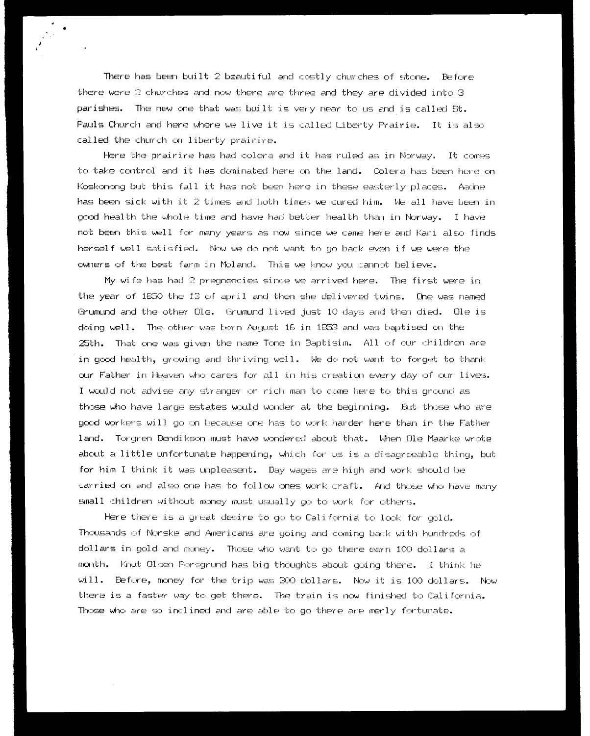There has been built 2 beautiful and costly churches of stone. Before there were 2 churches and now there are three and they are divided into 3 parishes. The new one that was built is very near to us and is called St. Pauls Church and here where we live it is called Liberty Prairie. It is also called the church on liberty prairire.

Here the prairire has had colera and it has ruled as in Norway. It comes to take control and it has dominated here on the land. Colera has been here on Koskonong but this fall it has not been here in these easterly places. Aadne has been sick with it 2 times and both times we cured him. We all have been in good health the whole time and have had better health than in Norway. I have not been this well for many years as now since we came here and Kari also finds herself well satisfied. Now we do not want to go back even if we were the owners of the best farm in Moland. This we know you cannot believe.

My wife has had 2 pregnencies since we arrived here. The first were in the year of 1850 the 13 of april and then she delivered twins. One was named Grumund and the other Ole. Grumund lived just 10 days and then died. Ole is doing well. The other was born August 16 in 1853 and was baptised on the 25th. That one was given the name Tone in Baptisim. All of our children are in good health, growing and thriving well. We do not want to forget to thank our Father in Heaven who cares for all in his creation every day of our lives. I would not advise any stranger or rich man to come here to this ground as those who have large estates would wonder at the beginning. But those who are good workers will go on because one has to work harder here than in the Father land. Torgren Bendikson must have wondered about that. When Ole Maarke wrote about a little unfortunate happening, which for us is a disagreeable thing, but for him I think it was unpleasent. Day wages are high and work should be carried on and also one has to follow ones work craft. And those who have many small children without money must usually go to work for others.

Here there is a great desire to go to California to look for gold. Thousands of Norske and Americans are going and coming back with hundreds of dollars in gold and money. Those who want to go there earn 100 dollars a month. Knut Olsen Forsgrund has big thoughts about going there. I think he will. Before, money for the trip was 300 dollars. Now it is 100 dollars. Now there is a faster way to get there. The train is now finished to California. Those who are so inclined and are able to go there are merly fortunate.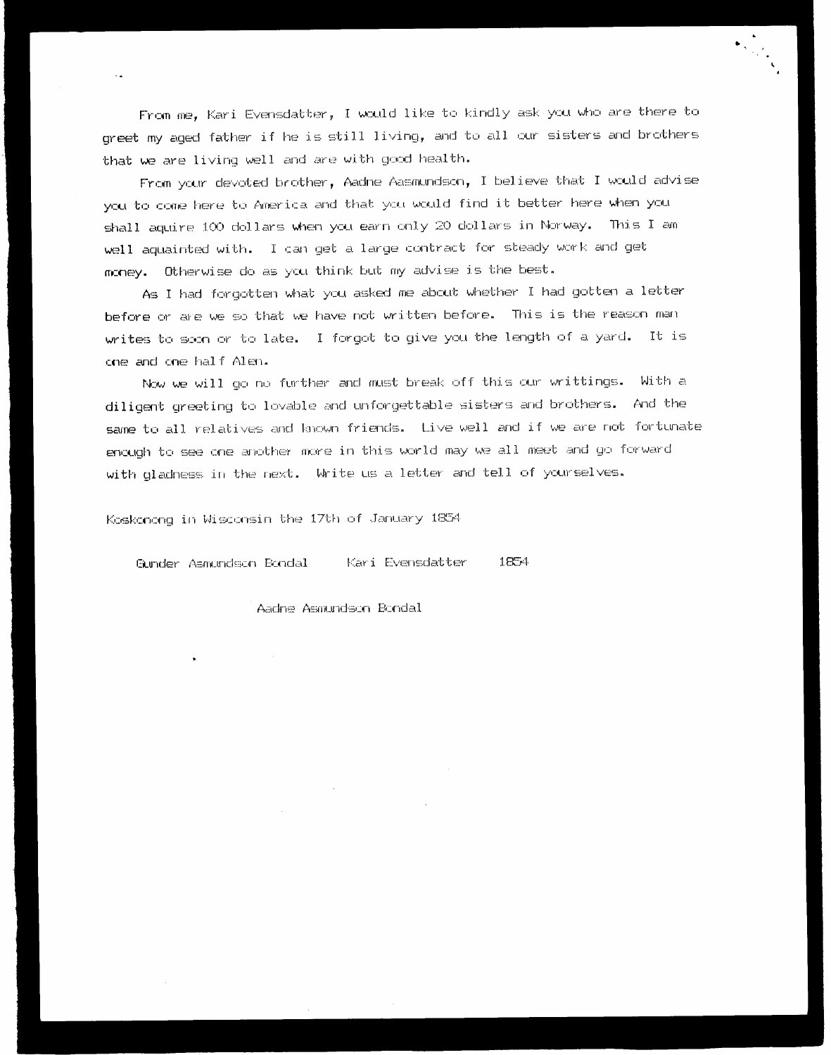From me, Kari Evensdatter, I would like to kindly ask you who are there to greet my aged father if he is still living, and to all our sisters and brothers that we are living well and are with good health.

From your devoted brother, Aadne Aasmundson, I believe that I would advise you to come here to America and that you would find it better here when you shall aquire 100 dollars when you earn only 20 dollars in Norway. This I am well aquainted with. I can get a large contract for steady work and get money. Otherwise do as you think but my advise is the best.

As I had forgotten what you asked me about whether I had gotten a letter before or are we so that we have not written before. This is the reason man writes to soon or to late. I forgot to give you the length of a yard. It is one and one half Alen.

Now we will go no further and must break off this our writtings. With a diligent greeting to lovable and unforgettable sisters and brothers. And the same to all relatives and known friends. Live well and if we are not fortunate enough to see one another more in this world may we all meet and go forward with gladness in the next. Write us a letter and tell of yourselves.

Koskonong in Wisconsin the 17th of January 1854

Gunder Asmundson Bondal     Kari Evensdatter     1854

Aadne Asmundson Bondal